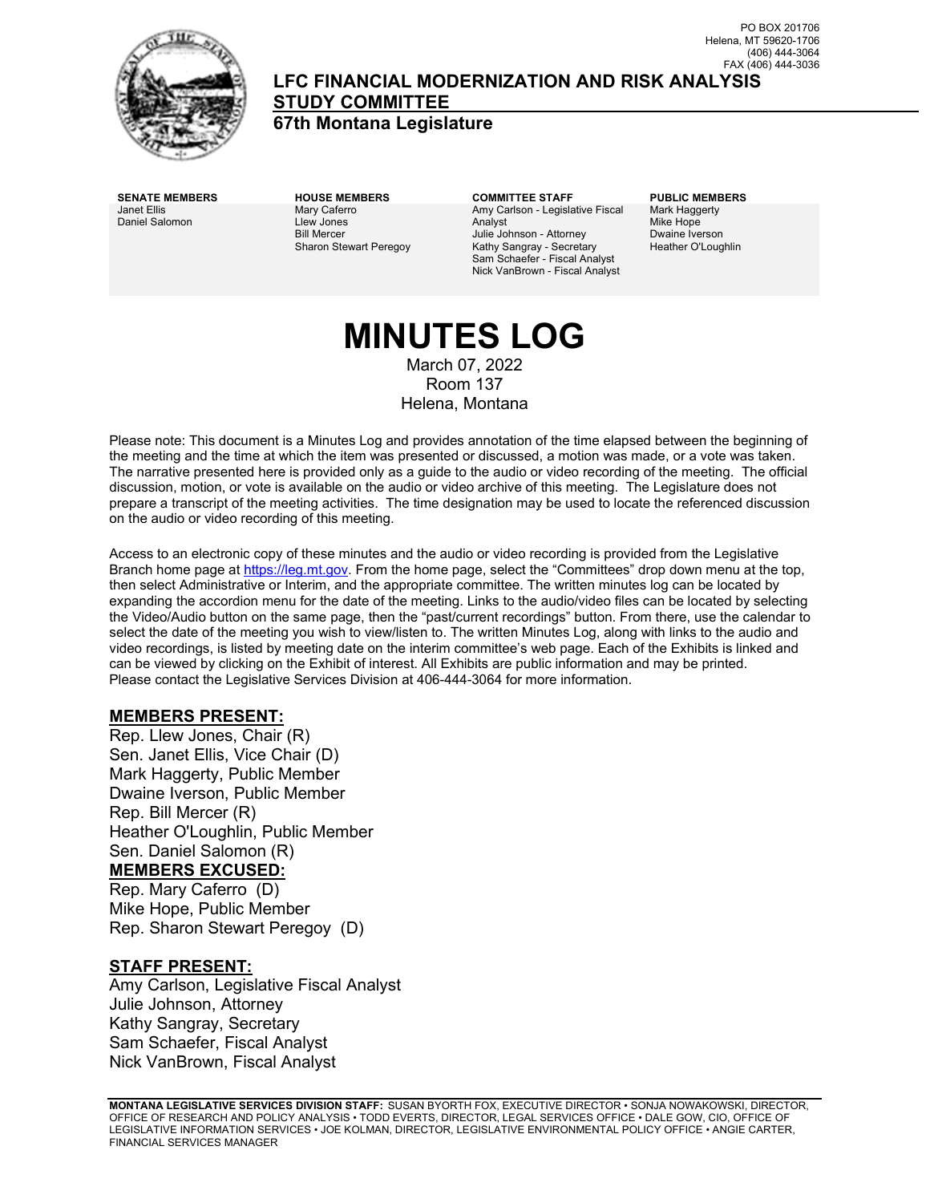PO BOX 201706
Helena, MT 59620-1706
(406) 444-3064
FAX (406) 444-3036

# LFC FINANCIAL MODERNIZATION AND RISK ANALYSIS STUDY COMMITTEE

**67th Montana Legislature**

| SENATE MEMBERS | HOUSE MEMBERS | COMMITTEE STAFF | PUBLIC MEMBERS |
|---|---|---|---|
| Janet Ellis | Mary Caferro | Amy Carlson - Legislative Fiscal Analyst | Mark Haggerty |
| Daniel Salomon | Llew Jones | Julie Johnson - Attorney | Mike Hope |
| | Bill Mercer | Kathy Sangray - Secretary | Dwaine Iverson |
| | Sharon Stewart Peregoy | Sam Schaefer - Fiscal Analyst | Heather O'Loughlin |
| | | Nick VanBrown - Fiscal Analyst | |

# MINUTES LOG

March 07, 2022
Room 137
Helena, Montana

Please note: This document is a Minutes Log and provides annotation of the time elapsed between the beginning of the meeting and the time at which the item was presented or discussed, a motion was made, or a vote was taken. The narrative presented here is provided only as a guide to the audio or video recording of the meeting. The official discussion, motion, or vote is available on the audio or video archive of this meeting. The Legislature does not prepare a transcript of the meeting activities. The time designation may be used to locate the referenced discussion on the audio or video recording of this meeting.

Access to an electronic copy of these minutes and the audio or video recording is provided from the Legislative Branch home page at https://leg.mt.gov. From the home page, select the "Committees" drop down menu at the top, then select Administrative or Interim, and the appropriate committee. The written minutes log can be located by expanding the accordion menu for the date of the meeting. Links to the audio/video files can be located by selecting the Video/Audio button on the same page, then the "past/current recordings" button. From there, use the calendar to select the date of the meeting you wish to view/listen to. The written Minutes Log, along with links to the audio and video recordings, is listed by meeting date on the interim committee's web page. Each of the Exhibits is linked and can be viewed by clicking on the Exhibit of interest. All Exhibits are public information and may be printed. Please contact the Legislative Services Division at 406-444-3064 for more information.

## MEMBERS PRESENT:

Rep. Llew Jones, Chair (R)
Sen. Janet Ellis, Vice Chair (D)
Mark Haggerty, Public Member
Dwaine Iverson, Public Member
Rep. Bill Mercer (R)
Heather O'Loughlin, Public Member
Sen. Daniel Salomon (R)

## MEMBERS EXCUSED:

Rep. Mary Caferro (D)
Mike Hope, Public Member
Rep. Sharon Stewart Peregoy (D)

## STAFF PRESENT:

Amy Carlson, Legislative Fiscal Analyst
Julie Johnson, Attorney
Kathy Sangray, Secretary
Sam Schaefer, Fiscal Analyst
Nick VanBrown, Fiscal Analyst

**MONTANA LEGISLATIVE SERVICES DIVISION STAFF:** SUSAN BYORTH FOX, EXECUTIVE DIRECTOR • SONJA NOWAKOWSKI, DIRECTOR, OFFICE OF RESEARCH AND POLICY ANALYSIS • TODD EVERTS, DIRECTOR, LEGAL SERVICES OFFICE • DALE GOW, CIO, OFFICE OF LEGISLATIVE INFORMATION SERVICES • JOE KOLMAN, DIRECTOR, LEGISLATIVE ENVIRONMENTAL POLICY OFFICE • ANGIE CARTER, FINANCIAL SERVICES MANAGER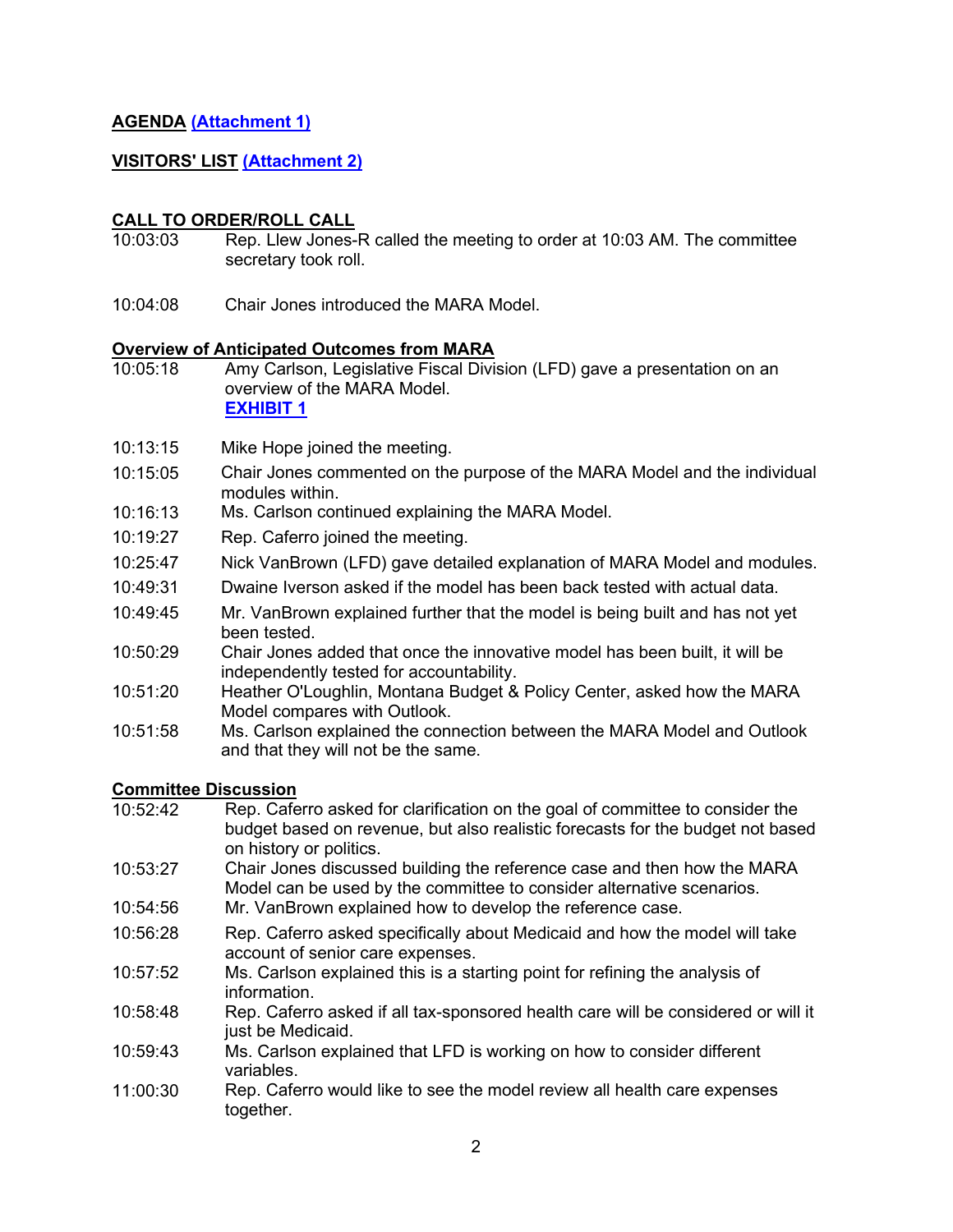**AGENDA** **(Attachment 1)**

**VISITORS' LIST** **(Attachment 2)**

**CALL TO ORDER/ROLL CALL**

10:03:03 Rep. Llew Jones-R called the meeting to order at 10:03 AM. The committee secretary took roll.

10:04:08 Chair Jones introduced the MARA Model.

**Overview of Anticipated Outcomes from MARA**

10:05:18 Amy Carlson, Legislative Fiscal Division (LFD) gave a presentation on an overview of the MARA Model.
**EXHIBIT 1**

10:13:15 Mike Hope joined the meeting.

10:15:05 Chair Jones commented on the purpose of the MARA Model and the individual modules within.

10:16:13 Ms. Carlson continued explaining the MARA Model.

10:19:27 Rep. Caferro joined the meeting.

10:25:47 Nick VanBrown (LFD) gave detailed explanation of MARA Model and modules.

10:49:31 Dwaine Iverson asked if the model has been back tested with actual data.

10:49:45 Mr. VanBrown explained further that the model is being built and has not yet been tested.

10:50:29 Chair Jones added that once the innovative model has been built, it will be independently tested for accountability.

10:51:20 Heather O'Loughlin, Montana Budget & Policy Center, asked how the MARA Model compares with Outlook.

10:51:58 Ms. Carlson explained the connection between the MARA Model and Outlook and that they will not be the same.

**Committee Discussion**

10:52:42 Rep. Caferro asked for clarification on the goal of committee to consider the budget based on revenue, but also realistic forecasts for the budget not based on history or politics.

10:53:27 Chair Jones discussed building the reference case and then how the MARA Model can be used by the committee to consider alternative scenarios.

10:54:56 Mr. VanBrown explained how to develop the reference case.

10:56:28 Rep. Caferro asked specifically about Medicaid and how the model will take account of senior care expenses.

10:57:52 Ms. Carlson explained this is a starting point for refining the analysis of information.

10:58:48 Rep. Caferro asked if all tax-sponsored health care will be considered or will it just be Medicaid.

10:59:43 Ms. Carlson explained that LFD is working on how to consider different variables.

11:00:30 Rep. Caferro would like to see the model review all health care expenses together.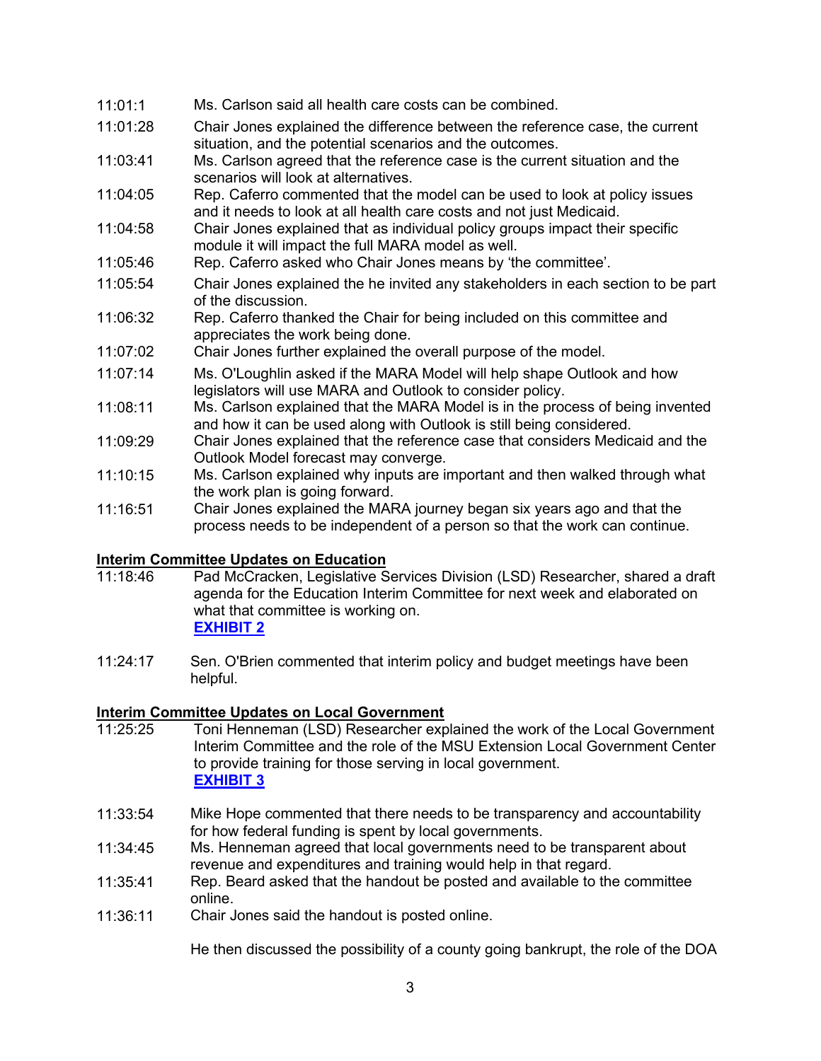11:01:1 Ms. Carlson said all health care costs can be combined.

11:01:28 Chair Jones explained the difference between the reference case, the current situation, and the potential scenarios and the outcomes.

11:03:41 Ms. Carlson agreed that the reference case is the current situation and the scenarios will look at alternatives.

11:04:05 Rep. Caferro commented that the model can be used to look at policy issues and it needs to look at all health care costs and not just Medicaid.

11:04:58 Chair Jones explained that as individual policy groups impact their specific module it will impact the full MARA model as well.

11:05:46 Rep. Caferro asked who Chair Jones means by 'the committee'.

11:05:54 Chair Jones explained the he invited any stakeholders in each section to be part of the discussion.

11:06:32 Rep. Caferro thanked the Chair for being included on this committee and appreciates the work being done.

11:07:02 Chair Jones further explained the overall purpose of the model.

11:07:14 Ms. O'Loughlin asked if the MARA Model will help shape Outlook and how legislators will use MARA and Outlook to consider policy.

11:08:11 Ms. Carlson explained that the MARA Model is in the process of being invented and how it can be used along with Outlook is still being considered.

11:09:29 Chair Jones explained that the reference case that considers Medicaid and the Outlook Model forecast may converge.

11:10:15 Ms. Carlson explained why inputs are important and then walked through what the work plan is going forward.

11:16:51 Chair Jones explained the MARA journey began six years ago and that the process needs to be independent of a person so that the work can continue.

## Interim Committee Updates on Education

11:18:46 Pad McCracken, Legislative Services Division (LSD) Researcher, shared a draft agenda for the Education Interim Committee for next week and elaborated on what that committee is working on.
**EXHIBIT 2**

11:24:17 Sen. O'Brien commented that interim policy and budget meetings have been helpful.

## Interim Committee Updates on Local Government

11:25:25 Toni Henneman (LSD) Researcher explained the work of the Local Government Interim Committee and the role of the MSU Extension Local Government Center to provide training for those serving in local government.
**EXHIBIT 3**

11:33:54 Mike Hope commented that there needs to be transparency and accountability for how federal funding is spent by local governments.

11:34:45 Ms. Henneman agreed that local governments need to be transparent about revenue and expenditures and training would help in that regard.

11:35:41 Rep. Beard asked that the handout be posted and available to the committee online.

11:36:11 Chair Jones said the handout is posted online.

He then discussed the possibility of a county going bankrupt, the role of the DOA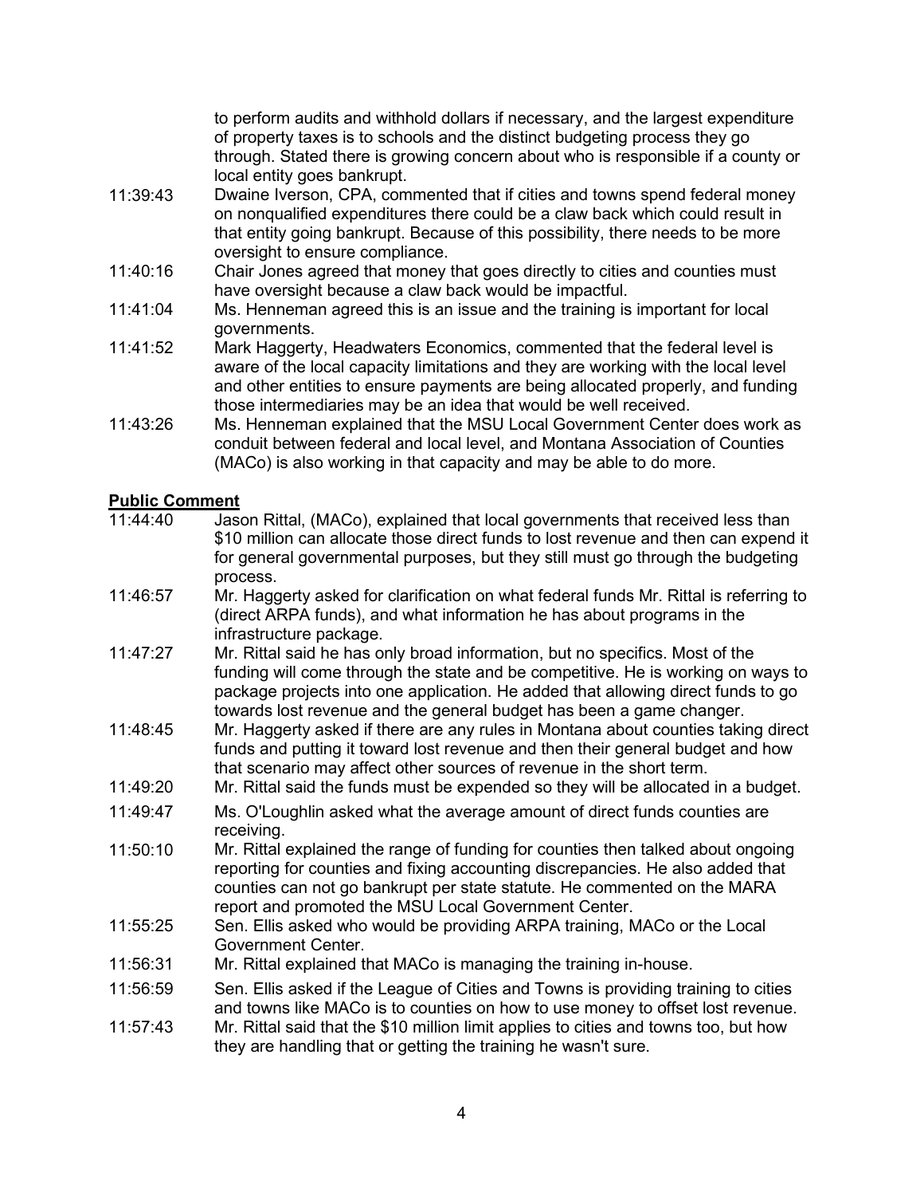to perform audits and withhold dollars if necessary, and the largest expenditure of property taxes is to schools and the distinct budgeting process they go through. Stated there is growing concern about who is responsible if a county or local entity goes bankrupt.

11:39:43 Dwaine Iverson, CPA, commented that if cities and towns spend federal money on nonqualified expenditures there could be a claw back which could result in that entity going bankrupt. Because of this possibility, there needs to be more oversight to ensure compliance.

11:40:16 Chair Jones agreed that money that goes directly to cities and counties must have oversight because a claw back would be impactful.

11:41:04 Ms. Henneman agreed this is an issue and the training is important for local governments.

11:41:52 Mark Haggerty, Headwaters Economics, commented that the federal level is aware of the local capacity limitations and they are working with the local level and other entities to ensure payments are being allocated properly, and funding those intermediaries may be an idea that would be well received.

11:43:26 Ms. Henneman explained that the MSU Local Government Center does work as conduit between federal and local level, and Montana Association of Counties (MACo) is also working in that capacity and may be able to do more.

**Public Comment**

11:44:40 Jason Rittal, (MACo), explained that local governments that received less than \$10 million can allocate those direct funds to lost revenue and then can expend it for general governmental purposes, but they still must go through the budgeting process.

11:46:57 Mr. Haggerty asked for clarification on what federal funds Mr. Rittal is referring to (direct ARPA funds), and what information he has about programs in the infrastructure package.

11:47:27 Mr. Rittal said he has only broad information, but no specifics. Most of the funding will come through the state and be competitive. He is working on ways to package projects into one application. He added that allowing direct funds to go towards lost revenue and the general budget has been a game changer.

11:48:45 Mr. Haggerty asked if there are any rules in Montana about counties taking direct funds and putting it toward lost revenue and then their general budget and how that scenario may affect other sources of revenue in the short term.

11:49:20 Mr. Rittal said the funds must be expended so they will be allocated in a budget.

11:49:47 Ms. O'Loughlin asked what the average amount of direct funds counties are receiving.

11:50:10 Mr. Rittal explained the range of funding for counties then talked about ongoing reporting for counties and fixing accounting discrepancies. He also added that counties can not go bankrupt per state statute. He commented on the MARA report and promoted the MSU Local Government Center.

11:55:25 Sen. Ellis asked who would be providing ARPA training, MACo or the Local Government Center.

11:56:31 Mr. Rittal explained that MACo is managing the training in-house.

11:56:59 Sen. Ellis asked if the League of Cities and Towns is providing training to cities and towns like MACo is to counties on how to use money to offset lost revenue.

11:57:43 Mr. Rittal said that the \$10 million limit applies to cities and towns too, but how they are handling that or getting the training he wasn't sure.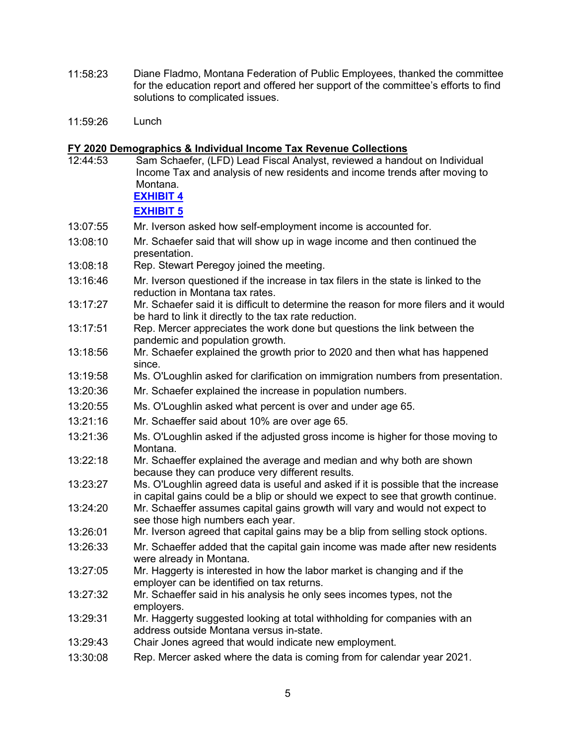11:58:23 Diane Fladmo, Montana Federation of Public Employees, thanked the committee for the education report and offered her support of the committee's efforts to find solutions to complicated issues.

11:59:26 Lunch

**FY 2020 Demographics & Individual Income Tax Revenue Collections**

12:44:53 Sam Schaefer, (LFD) Lead Fiscal Analyst, reviewed a handout on Individual Income Tax and analysis of new residents and income trends after moving to Montana.
**EXHIBIT 4**
**EXHIBIT 5**

13:07:55 Mr. Iverson asked how self-employment income is accounted for.

13:08:10 Mr. Schaefer said that will show up in wage income and then continued the presentation.

13:08:18 Rep. Stewart Peregoy joined the meeting.

13:16:46 Mr. Iverson questioned if the increase in tax filers in the state is linked to the reduction in Montana tax rates.

13:17:27 Mr. Schaefer said it is difficult to determine the reason for more filers and it would be hard to link it directly to the tax rate reduction.

13:17:51 Rep. Mercer appreciates the work done but questions the link between the pandemic and population growth.

13:18:56 Mr. Schaefer explained the growth prior to 2020 and then what has happened since.

13:19:58 Ms. O'Loughlin asked for clarification on immigration numbers from presentation.

13:20:36 Mr. Schaefer explained the increase in population numbers.

13:20:55 Ms. O'Loughlin asked what percent is over and under age 65.

13:21:16 Mr. Schaeffer said about 10% are over age 65.

13:21:36 Ms. O'Loughlin asked if the adjusted gross income is higher for those moving to Montana.

13:22:18 Mr. Schaeffer explained the average and median and why both are shown because they can produce very different results.

13:23:27 Ms. O'Loughlin agreed data is useful and asked if it is possible that the increase in capital gains could be a blip or should we expect to see that growth continue.

13:24:20 Mr. Schaeffer assumes capital gains growth will vary and would not expect to see those high numbers each year.

13:26:01 Mr. Iverson agreed that capital gains may be a blip from selling stock options.

13:26:33 Mr. Schaeffer added that the capital gain income was made after new residents were already in Montana.

13:27:05 Mr. Haggerty is interested in how the labor market is changing and if the employer can be identified on tax returns.

13:27:32 Mr. Schaeffer said in his analysis he only sees incomes types, not the employers.

13:29:31 Mr. Haggerty suggested looking at total withholding for companies with an address outside Montana versus in-state.

13:29:43 Chair Jones agreed that would indicate new employment.

13:30:08 Rep. Mercer asked where the data is coming from for calendar year 2021.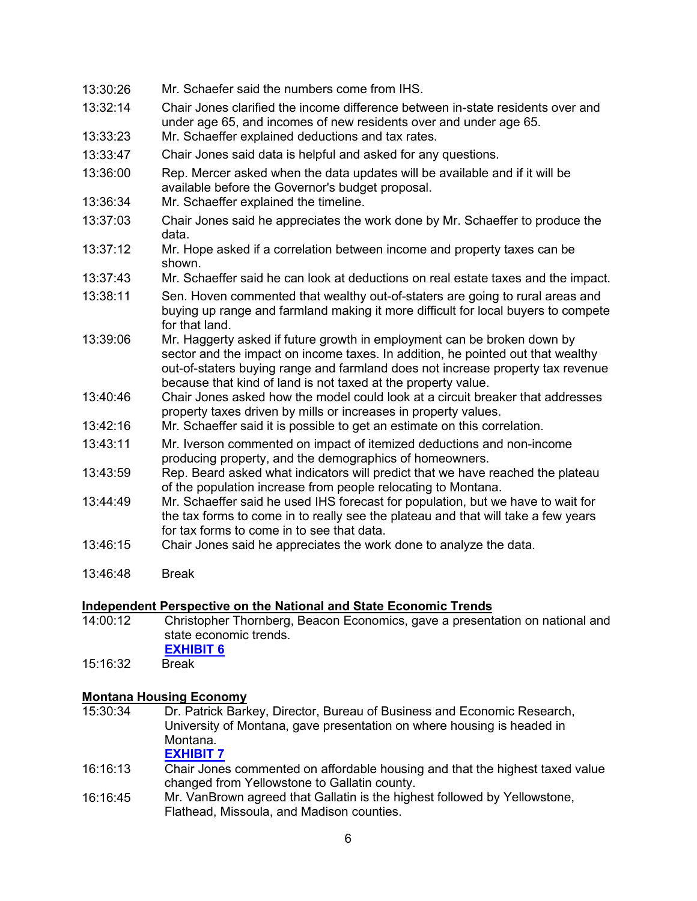13:30:26 Mr. Schaefer said the numbers come from IHS.

13:32:14 Chair Jones clarified the income difference between in-state residents over and under age 65, and incomes of new residents over and under age 65.

13:33:23 Mr. Schaeffer explained deductions and tax rates.

13:33:47 Chair Jones said data is helpful and asked for any questions.

13:36:00 Rep. Mercer asked when the data updates will be available and if it will be available before the Governor's budget proposal.

13:36:34 Mr. Schaeffer explained the timeline.

13:37:03 Chair Jones said he appreciates the work done by Mr. Schaeffer to produce the data.

13:37:12 Mr. Hope asked if a correlation between income and property taxes can be shown.

13:37:43 Mr. Schaeffer said he can look at deductions on real estate taxes and the impact.

13:38:11 Sen. Hoven commented that wealthy out-of-staters are going to rural areas and buying up range and farmland making it more difficult for local buyers to compete for that land.

13:39:06 Mr. Haggerty asked if future growth in employment can be broken down by sector and the impact on income taxes. In addition, he pointed out that wealthy out-of-staters buying range and farmland does not increase property tax revenue because that kind of land is not taxed at the property value.

13:40:46 Chair Jones asked how the model could look at a circuit breaker that addresses property taxes driven by mills or increases in property values.

13:42:16 Mr. Schaeffer said it is possible to get an estimate on this correlation.

13:43:11 Mr. Iverson commented on impact of itemized deductions and non-income producing property, and the demographics of homeowners.

13:43:59 Rep. Beard asked what indicators will predict that we have reached the plateau of the population increase from people relocating to Montana.

13:44:49 Mr. Schaeffer said he used IHS forecast for population, but we have to wait for the tax forms to come in to really see the plateau and that will take a few years for tax forms to come in to see that data.

13:46:15 Chair Jones said he appreciates the work done to analyze the data.

13:46:48 Break

## Independent Perspective on the National and State Economic Trends

14:00:12 Christopher Thornberg, Beacon Economics, gave a presentation on national and state economic trends.
**EXHIBIT 6**

15:16:32 Break

## Montana Housing Economy

15:30:34 Dr. Patrick Barkey, Director, Bureau of Business and Economic Research, University of Montana, gave presentation on where housing is headed in Montana.
**EXHIBIT 7**

16:16:13 Chair Jones commented on affordable housing and that the highest taxed value changed from Yellowstone to Gallatin county.

16:16:45 Mr. VanBrown agreed that Gallatin is the highest followed by Yellowstone, Flathead, Missoula, and Madison counties.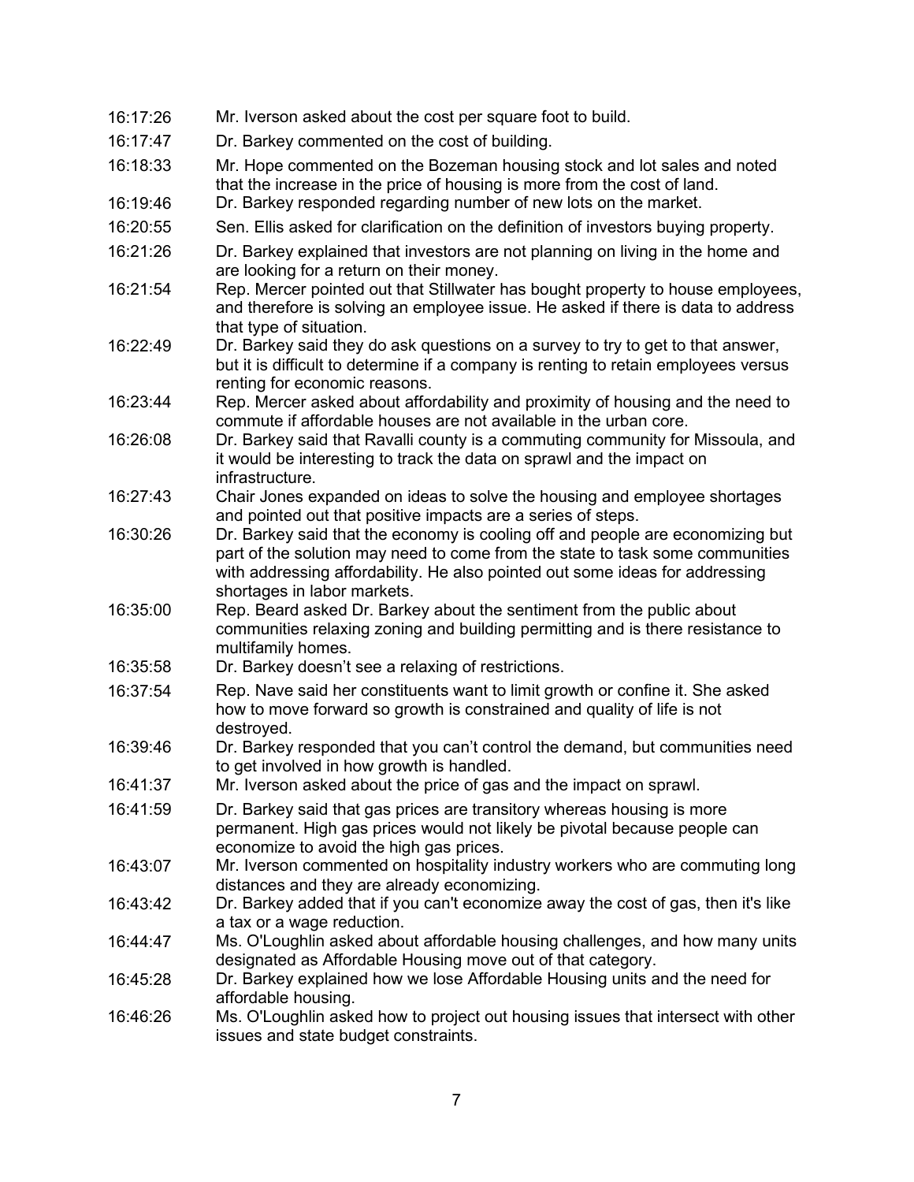| | |
|---|---|
| 16:17:26 | Mr. Iverson asked about the cost per square foot to build. |
| 16:17:47 | Dr. Barkey commented on the cost of building. |
| 16:18:33 | Mr. Hope commented on the Bozeman housing stock and lot sales and noted that the increase in the price of housing is more from the cost of land. |
| 16:19:46 | Dr. Barkey responded regarding number of new lots on the market. |
| 16:20:55 | Sen. Ellis asked for clarification on the definition of investors buying property. |
| 16:21:26 | Dr. Barkey explained that investors are not planning on living in the home and are looking for a return on their money. |
| 16:21:54 | Rep. Mercer pointed out that Stillwater has bought property to house employees, and therefore is solving an employee issue. He asked if there is data to address that type of situation. |
| 16:22:49 | Dr. Barkey said they do ask questions on a survey to try to get to that answer, but it is difficult to determine if a company is renting to retain employees versus renting for economic reasons. |
| 16:23:44 | Rep. Mercer asked about affordability and proximity of housing and the need to commute if affordable houses are not available in the urban core. |
| 16:26:08 | Dr. Barkey said that Ravalli county is a commuting community for Missoula, and it would be interesting to track the data on sprawl and the impact on infrastructure. |
| 16:27:43 | Chair Jones expanded on ideas to solve the housing and employee shortages and pointed out that positive impacts are a series of steps. |
| 16:30:26 | Dr. Barkey said that the economy is cooling off and people are economizing but part of the solution may need to come from the state to task some communities with addressing affordability. He also pointed out some ideas for addressing shortages in labor markets. |
| 16:35:00 | Rep. Beard asked Dr. Barkey about the sentiment from the public about communities relaxing zoning and building permitting and is there resistance to multifamily homes. |
| 16:35:58 | Dr. Barkey doesn't see a relaxing of restrictions. |
| 16:37:54 | Rep. Nave said her constituents want to limit growth or confine it. She asked how to move forward so growth is constrained and quality of life is not destroyed. |
| 16:39:46 | Dr. Barkey responded that you can't control the demand, but communities need to get involved in how growth is handled. |
| 16:41:37 | Mr. Iverson asked about the price of gas and the impact on sprawl. |
| 16:41:59 | Dr. Barkey said that gas prices are transitory whereas housing is more permanent. High gas prices would not likely be pivotal because people can economize to avoid the high gas prices. |
| 16:43:07 | Mr. Iverson commented on hospitality industry workers who are commuting long distances and they are already economizing. |
| 16:43:42 | Dr. Barkey added that if you can't economize away the cost of gas, then it's like a tax or a wage reduction. |
| 16:44:47 | Ms. O'Loughlin asked about affordable housing challenges, and how many units designated as Affordable Housing move out of that category. |
| 16:45:28 | Dr. Barkey explained how we lose Affordable Housing units and the need for affordable housing. |
| 16:46:26 | Ms. O'Loughlin asked how to project out housing issues that intersect with other issues and state budget constraints. |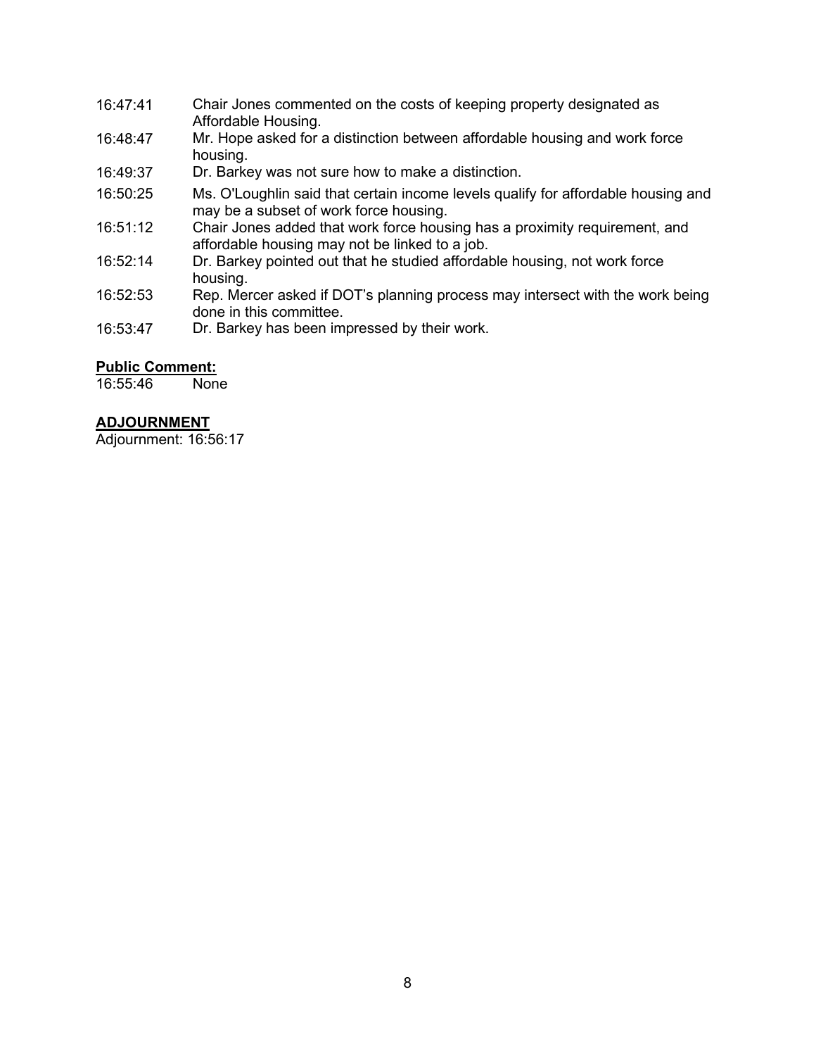16:47:41 Chair Jones commented on the costs of keeping property designated as Affordable Housing.

16:48:47 Mr. Hope asked for a distinction between affordable housing and work force housing.

16:49:37 Dr. Barkey was not sure how to make a distinction.

16:50:25 Ms. O'Loughlin said that certain income levels qualify for affordable housing and may be a subset of work force housing.

16:51:12 Chair Jones added that work force housing has a proximity requirement, and affordable housing may not be linked to a job.

16:52:14 Dr. Barkey pointed out that he studied affordable housing, not work force housing.

16:52:53 Rep. Mercer asked if DOT's planning process may intersect with the work being done in this committee.

16:53:47 Dr. Barkey has been impressed by their work.

**Public Comment:**

16:55:46 None

**ADJOURNMENT**

Adjournment: 16:56:17